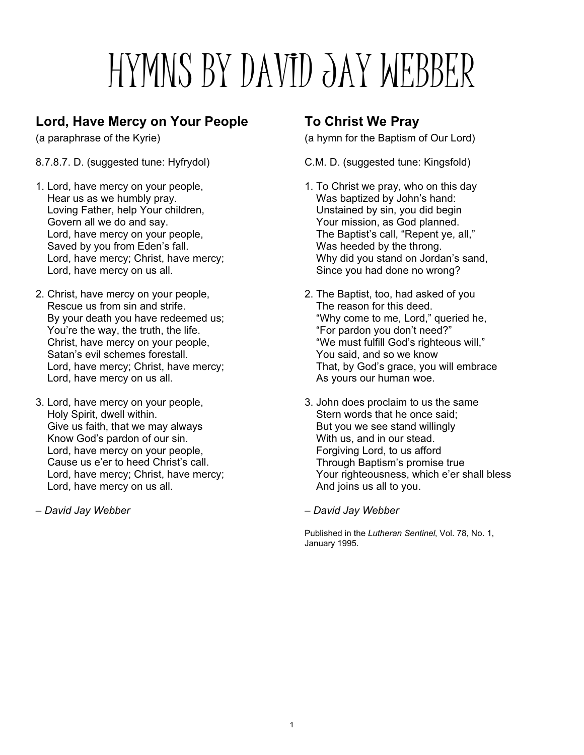# HYMNS BY DAVID JAY WEBBER

## Lord, Have Mercy on Your People

(a paraphrase of the Kyrie)

8.7.8.7. D. (suggested tune: Hyfrydol)

1. Lord, have mercy on your people,  
   Hear us as we humbly pray.  
   Loving Father, help Your children,  
   Govern all we do and say.  
   Lord, have mercy on your people,  
   Saved by you from Eden's fall.  
   Lord, have mercy; Christ, have mercy;  
   Lord, have mercy on us all.

2. Christ, have mercy on your people,  
   Rescue us from sin and strife.  
   By your death you have redeemed us;  
   You're the way, the truth, the life.  
   Christ, have mercy on your people,  
   Satan's evil schemes forestall.  
   Lord, have mercy; Christ, have mercy;  
   Lord, have mercy on us all.

3. Lord, have mercy on your people,  
   Holy Spirit, dwell within.  
   Give us faith, that we may always  
   Know God's pardon of our sin.  
   Lord, have mercy on your people,  
   Cause us e'er to heed Christ's call.  
   Lord, have mercy; Christ, have mercy;  
   Lord, have mercy on us all.

– *David Jay Webber*

## To Christ We Pray

(a hymn for the Baptism of Our Lord)

C.M. D. (suggested tune: Kingsfold)

1. To Christ we pray, who on this day  
   Was baptized by John's hand:  
   Unstained by sin, you did begin  
   Your mission, as God planned.  
   The Baptist's call, "Repent ye, all,"  
   Was heeded by the throng.  
   Why did you stand on Jordan's sand,  
   Since you had done no wrong?

2. The Baptist, too, had asked of you  
   The reason for this deed.  
   "Why come to me, Lord," queried he,  
   "For pardon you don't need?"  
   "We must fulfill God's righteous will,"  
   You said, and so we know  
   That, by God's grace, you will embrace  
   As yours our human woe.

3. John does proclaim to us the same  
   Stern words that he once said;  
   But you we see stand willingly  
   With us, and in our stead.  
   Forgiving Lord, to us afford  
   Through Baptism's promise true  
   Your righteousness, which e'er shall bless  
   And joins us all to you.

– *David Jay Webber*

Published in the *Lutheran Sentinel*, Vol. 78, No. 1, January 1995.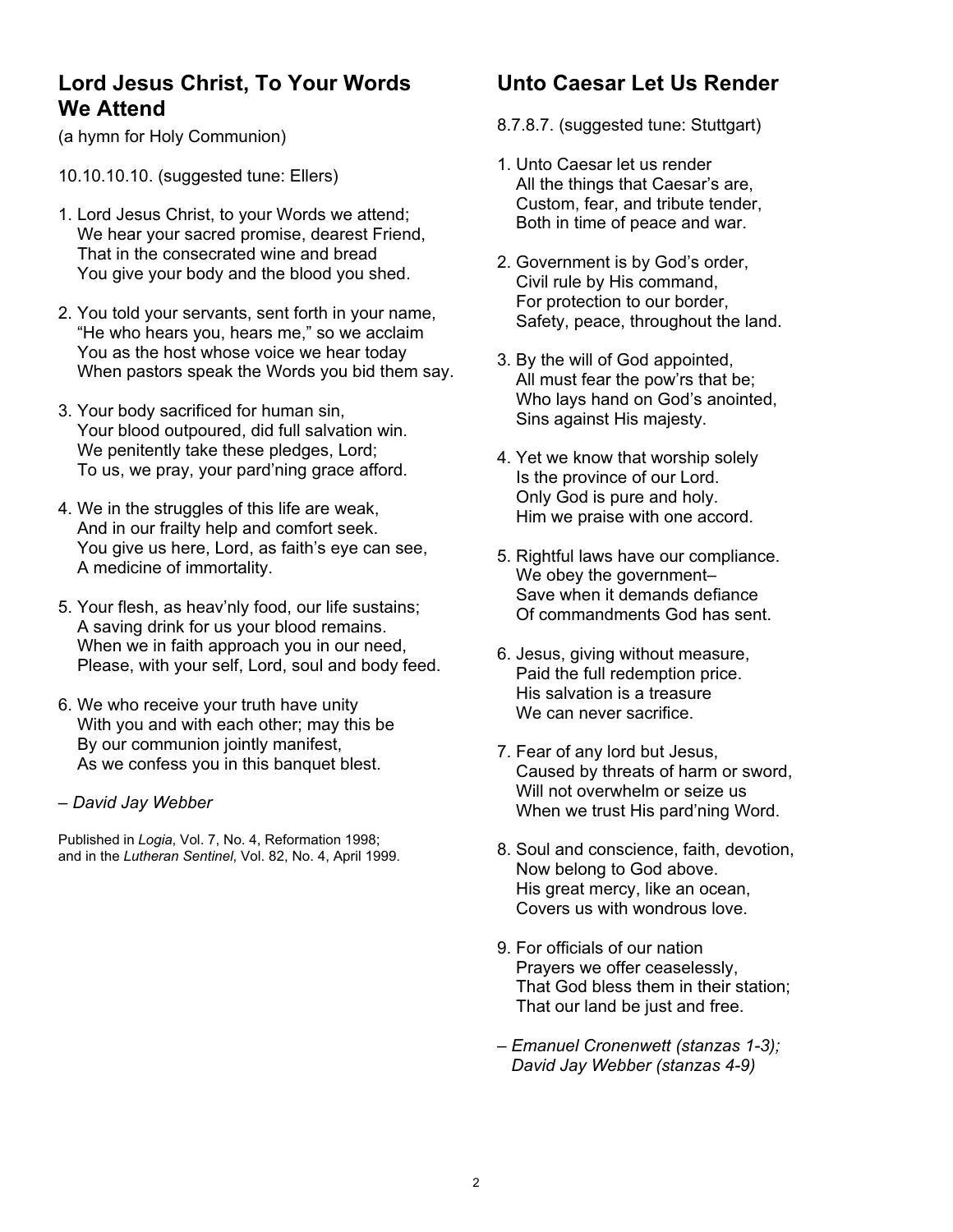## Lord Jesus Christ, To Your Words We Attend

(a hymn for Holy Communion)

10.10.10.10. (suggested tune: Ellers)

1. Lord Jesus Christ, to your Words we attend;
   We hear your sacred promise, dearest Friend,
   That in the consecrated wine and bread
   You give your body and the blood you shed.

2. You told your servants, sent forth in your name,
   "He who hears you, hears me," so we acclaim
   You as the host whose voice we hear today
   When pastors speak the Words you bid them say.

3. Your body sacrificed for human sin,
   Your blood outpoured, did full salvation win.
   We penitently take these pledges, Lord;
   To us, we pray, your pard'ning grace afford.

4. We in the struggles of this life are weak,
   And in our frailty help and comfort seek.
   You give us here, Lord, as faith's eye can see,
   A medicine of immortality.

5. Your flesh, as heav'nly food, our life sustains;
   A saving drink for us your blood remains.
   When we in faith approach you in our need,
   Please, with your self, Lord, soul and body feed.

6. We who receive your truth have unity
   With you and with each other; may this be
   By our communion jointly manifest,
   As we confess you in this banquet blest.

– *David Jay Webber*

Published in *Logia*, Vol. 7, No. 4, Reformation 1998; and in the *Lutheran Sentinel*, Vol. 82, No. 4, April 1999.

## Unto Caesar Let Us Render

8.7.8.7. (suggested tune: Stuttgart)

1. Unto Caesar let us render
   All the things that Caesar's are,
   Custom, fear, and tribute tender,
   Both in time of peace and war.

2. Government is by God's order,
   Civil rule by His command,
   For protection to our border,
   Safety, peace, throughout the land.

3. By the will of God appointed,
   All must fear the pow'rs that be;
   Who lays hand on God's anointed,
   Sins against His majesty.

4. Yet we know that worship solely
   Is the province of our Lord.
   Only God is pure and holy.
   Him we praise with one accord.

5. Rightful laws have our compliance.
   We obey the government–
   Save when it demands defiance
   Of commandments God has sent.

6. Jesus, giving without measure,
   Paid the full redemption price.
   His salvation is a treasure
   We can never sacrifice.

7. Fear of any lord but Jesus,
   Caused by threats of harm or sword,
   Will not overwhelm or seize us
   When we trust His pard'ning Word.

8. Soul and conscience, faith, devotion,
   Now belong to God above.
   His great mercy, like an ocean,
   Covers us with wondrous love.

9. For officials of our nation
   Prayers we offer ceaselessly,
   That God bless them in their station;
   That our land be just and free.

– *Emanuel Cronenwett (stanzas 1-3);*
  *David Jay Webber (stanzas 4-9)*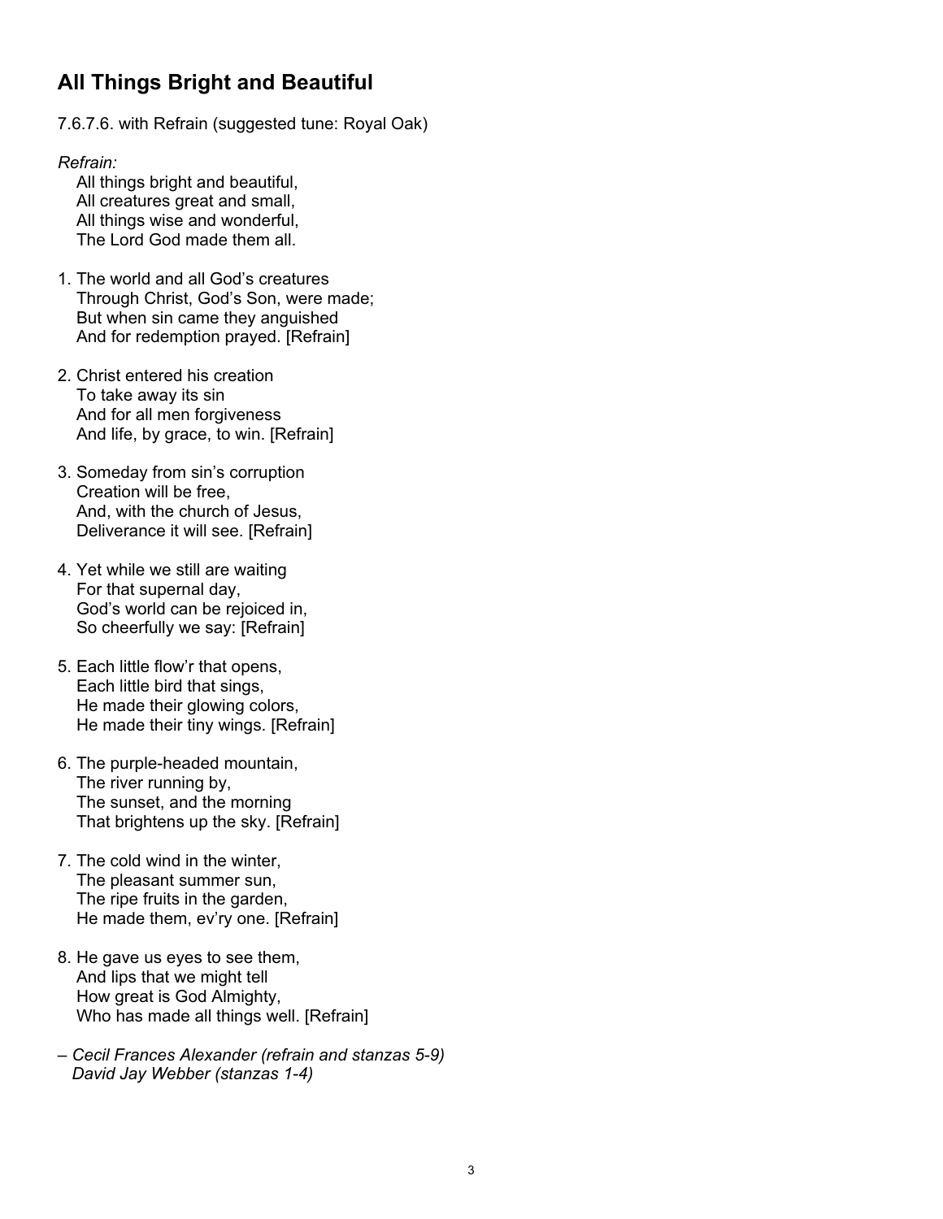## All Things Bright and Beautiful

7.6.7.6. with Refrain (suggested tune: Royal Oak)

*Refrain:*
All things bright and beautiful,
All creatures great and small,
All things wise and wonderful,
The Lord God made them all.

1. The world and all God's creatures
   Through Christ, God's Son, were made;
   But when sin came they anguished
   And for redemption prayed. [Refrain]

2. Christ entered his creation
   To take away its sin
   And for all men forgiveness
   And life, by grace, to win. [Refrain]

3. Someday from sin's corruption
   Creation will be free,
   And, with the church of Jesus,
   Deliverance it will see. [Refrain]

4. Yet while we still are waiting
   For that supernal day,
   God's world can be rejoiced in,
   So cheerfully we say: [Refrain]

5. Each little flow'r that opens,
   Each little bird that sings,
   He made their glowing colors,
   He made their tiny wings. [Refrain]

6. The purple-headed mountain,
   The river running by,
   The sunset, and the morning
   That brightens up the sky. [Refrain]

7. The cold wind in the winter,
   The pleasant summer sun,
   The ripe fruits in the garden,
   He made them, ev'ry one. [Refrain]

8. He gave us eyes to see them,
   And lips that we might tell
   How great is God Almighty,
   Who has made all things well. [Refrain]

– *Cecil Frances Alexander (refrain and stanzas 5-9)*
*David Jay Webber (stanzas 1-4)*